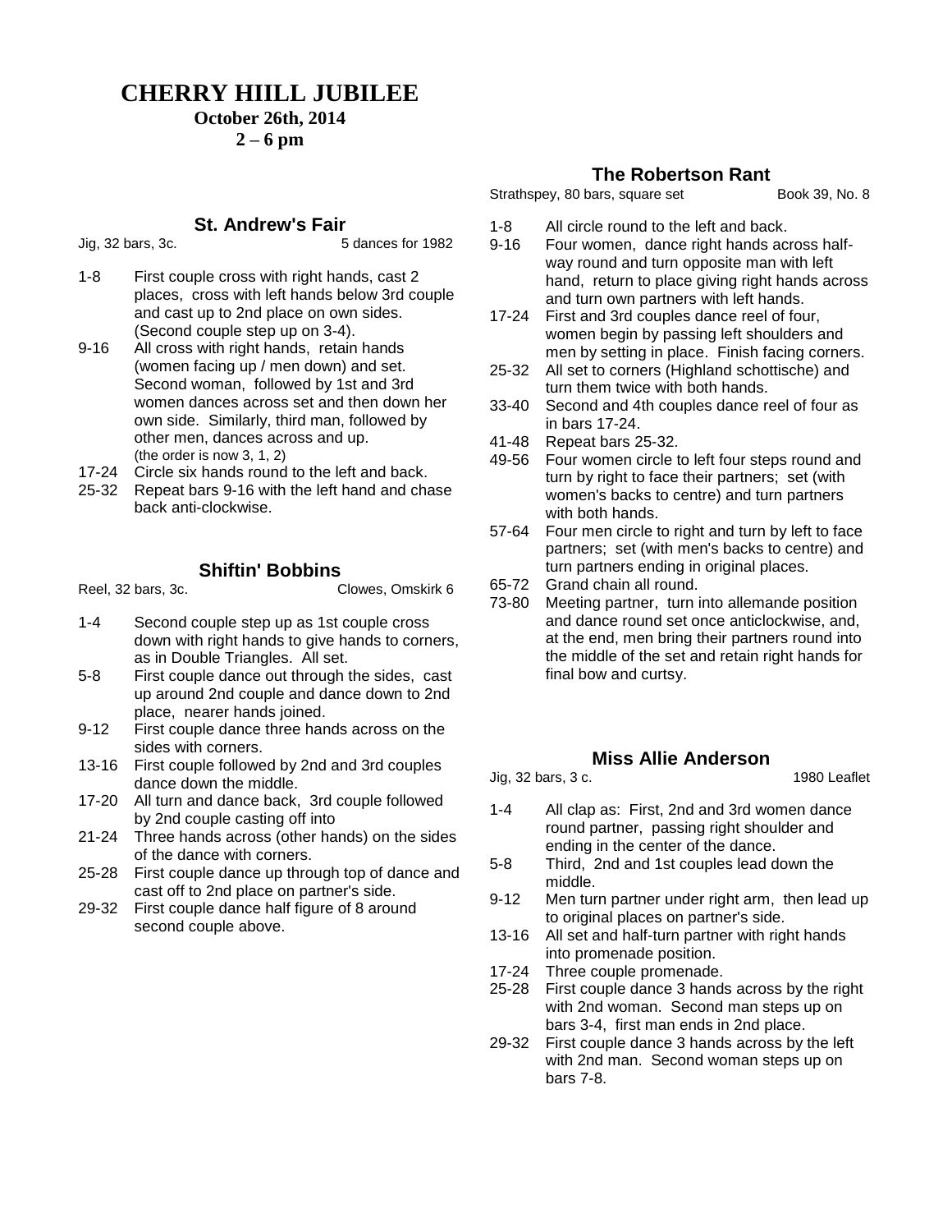# CHERRY HIILL JUBILEE

**October 26th, 2014**

**2 – 6 pm**

## St. Andrew's Fair

Jig, 32 bars, 3c. 5 dances for 1982

| | |
|---|---|
| 1-8 | First couple cross with right hands, cast 2 places, cross with left hands below 3rd couple and cast up to 2nd place on own sides. (Second couple step up on 3-4). |
| 9-16 | All cross with right hands, retain hands (women facing up / men down) and set. Second woman, followed by 1st and 3rd women dances across set and then down her own side. Similarly, third man, followed by other men, dances across and up. (the order is now 3, 1, 2) |
| 17-24 | Circle six hands round to the left and back. |
| 25-32 | Repeat bars 9-16 with the left hand and chase back anti-clockwise. |

## Shiftin' Bobbins

Reel, 32 bars, 3c. Clowes, Omskirk 6

| | |
|---|---|
| 1-4 | Second couple step up as 1st couple cross down with right hands to give hands to corners, as in Double Triangles. All set. |
| 5-8 | First couple dance out through the sides, cast up around 2nd couple and dance down to 2nd place, nearer hands joined. |
| 9-12 | First couple dance three hands across on the sides with corners. |
| 13-16 | First couple followed by 2nd and 3rd couples dance down the middle. |
| 17-20 | All turn and dance back, 3rd couple followed by 2nd couple casting off into |
| 21-24 | Three hands across (other hands) on the sides of the dance with corners. |
| 25-28 | First couple dance up through top of dance and cast off to 2nd place on partner's side. |
| 29-32 | First couple dance half figure of 8 around second couple above. |

## The Robertson Rant

Strathspey, 80 bars, square set Book 39, No. 8

| | |
|---|---|
| 1-8 | All circle round to the left and back. |
| 9-16 | Four women, dance right hands across half-way round and turn opposite man with left hand, return to place giving right hands across and turn own partners with left hands. |
| 17-24 | First and 3rd couples dance reel of four, women begin by passing left shoulders and men by setting in place. Finish facing corners. |
| 25-32 | All set to corners (Highland schottische) and turn them twice with both hands. |
| 33-40 | Second and 4th couples dance reel of four as in bars 17-24. |
| 41-48 | Repeat bars 25-32. |
| 49-56 | Four women circle to left four steps round and turn by right to face their partners; set (with women's backs to centre) and turn partners with both hands. |
| 57-64 | Four men circle to right and turn by left to face partners; set (with men's backs to centre) and turn partners ending in original places. |
| 65-72 | Grand chain all round. |
| 73-80 | Meeting partner, turn into allemande position and dance round set once anticlockwise, and, at the end, men bring their partners round into the middle of the set and retain right hands for final bow and curtsy. |

## Miss Allie Anderson

Jig, 32 bars, 3 c. 1980 Leaflet

| | |
|---|---|
| 1-4 | All clap as: First, 2nd and 3rd women dance round partner, passing right shoulder and ending in the center of the dance. |
| 5-8 | Third, 2nd and 1st couples lead down the middle. |
| 9-12 | Men turn partner under right arm, then lead up to original places on partner's side. |
| 13-16 | All set and half-turn partner with right hands into promenade position. |
| 17-24 | Three couple promenade. |
| 25-28 | First couple dance 3 hands across by the right with 2nd woman. Second man steps up on bars 3-4, first man ends in 2nd place. |
| 29-32 | First couple dance 3 hands across by the left with 2nd man. Second woman steps up on bars 7-8. |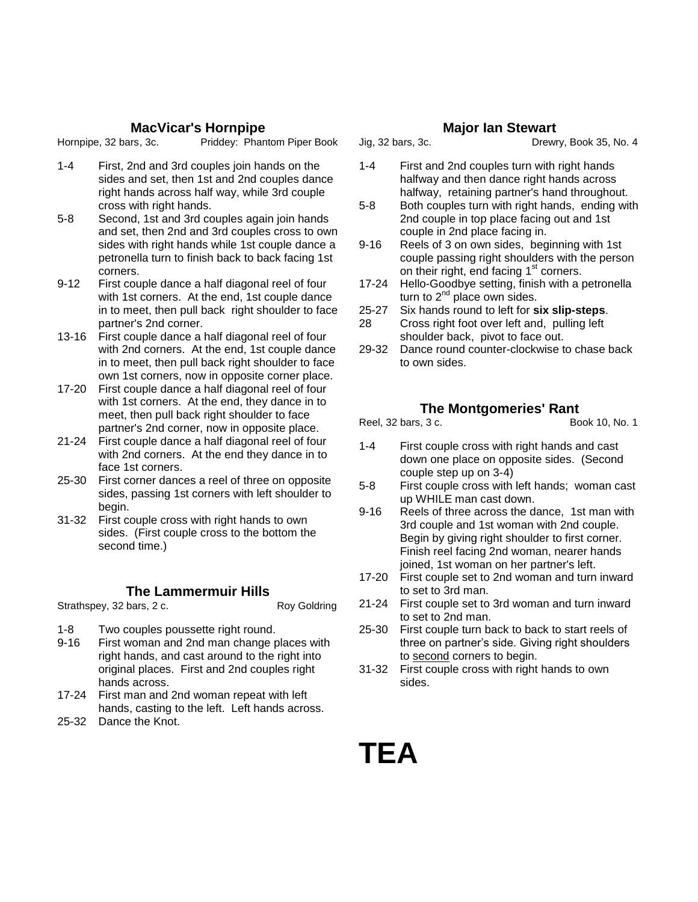## MacVicar's Hornpipe

Hornpipe, 32 bars, 3c. Priddey: Phantom Piper Book

- 1-4 First, 2nd and 3rd couples join hands on the sides and set, then 1st and 2nd couples dance right hands across half way, while 3rd couple cross with right hands.
- 5-8 Second, 1st and 3rd couples again join hands and set, then 2nd and 3rd couples cross to own sides with right hands while 1st couple dance a petronella turn to finish back to back facing 1st corners.
- 9-12 First couple dance a half diagonal reel of four with 1st corners. At the end, 1st couple dance in to meet, then pull back right shoulder to face partner's 2nd corner.
- 13-16 First couple dance a half diagonal reel of four with 2nd corners. At the end, 1st couple dance in to meet, then pull back right shoulder to face own 1st corners, now in opposite corner place.
- 17-20 First couple dance a half diagonal reel of four with 1st corners. At the end, they dance in to meet, then pull back right shoulder to face partner's 2nd corner, now in opposite place.
- 21-24 First couple dance a half diagonal reel of four with 2nd corners. At the end they dance in to face 1st corners.
- 25-30 First corner dances a reel of three on opposite sides, passing 1st corners with left shoulder to begin.
- 31-32 First couple cross with right hands to own sides. (First couple cross to the bottom the second time.)

## The Lammermuir Hills

Strathspey, 32 bars, 2 c. Roy Goldring

- 1-8 Two couples poussette right round.
- 9-16 First woman and 2nd man change places with right hands, and cast around to the right into original places. First and 2nd couples right hands across.
- 17-24 First man and 2nd woman repeat with left hands, casting to the left. Left hands across.
- 25-32 Dance the Knot.

## Major Ian Stewart

Jig, 32 bars, 3c. Drewry, Book 35, No. 4

- 1-4 First and 2nd couples turn with right hands halfway and then dance right hands across halfway, retaining partner's hand throughout.
- 5-8 Both couples turn with right hands, ending with 2nd couple in top place facing out and 1st couple in 2nd place facing in.
- 9-16 Reels of 3 on own sides, beginning with 1st couple passing right shoulders with the person on their right, end facing 1st corners.
- 17-24 Hello-Goodbye setting, finish with a petronella turn to 2nd place own sides.
- 25-27 Six hands round to left for **six slip-steps**.
- 28 Cross right foot over left and, pulling left shoulder back, pivot to face out.
- 29-32 Dance round counter-clockwise to chase back to own sides.

## The Montgomeries' Rant

Reel, 32 bars, 3 c. Book 10, No. 1

- 1-4 First couple cross with right hands and cast down one place on opposite sides. (Second couple step up on 3-4)
- 5-8 First couple cross with left hands; woman cast up WHILE man cast down.
- 9-16 Reels of three across the dance, 1st man with 3rd couple and 1st woman with 2nd couple. Begin by giving right shoulder to first corner. Finish reel facing 2nd woman, nearer hands joined, 1st woman on her partner's left.
- 17-20 First couple set to 2nd woman and turn inward to set to 3rd man.
- 21-24 First couple set to 3rd woman and turn inward to set to 2nd man.
- 25-30 First couple turn back to back to start reels of three on partner's side. Giving right shoulders to second corners to begin.
- 31-32 First couple cross with right hands to own sides.

# TEA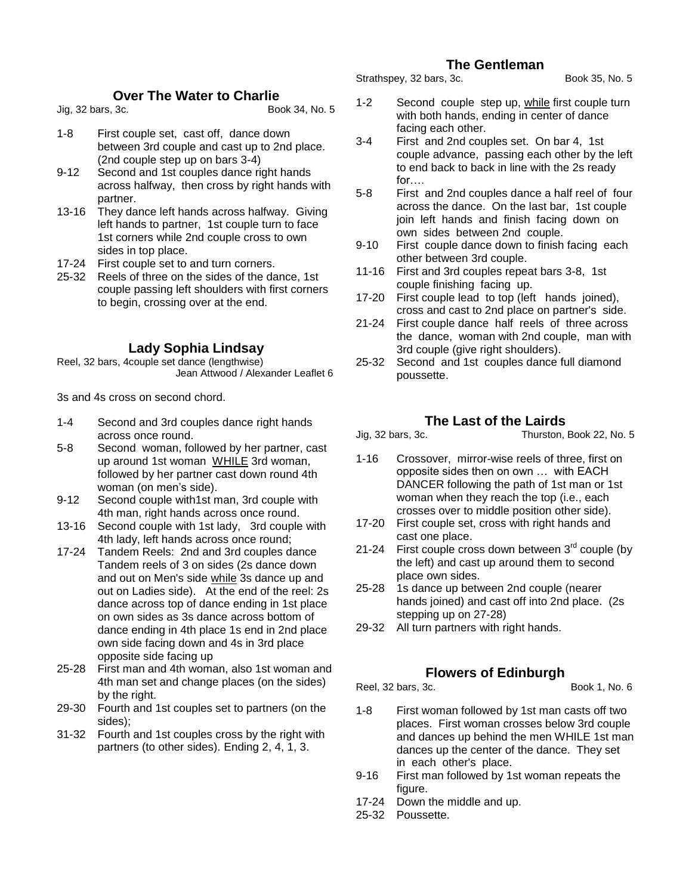## Over The Water to Charlie

Jig, 32 bars, 3c. Book 34, No. 5

- 1-8 First couple set, cast off, dance down between 3rd couple and cast up to 2nd place. (2nd couple step up on bars 3-4)
- 9-12 Second and 1st couples dance right hands across halfway, then cross by right hands with partner.
- 13-16 They dance left hands across halfway. Giving left hands to partner, 1st couple turn to face 1st corners while 2nd couple cross to own sides in top place.
- 17-24 First couple set to and turn corners.
- 25-32 Reels of three on the sides of the dance, 1st couple passing left shoulders with first corners to begin, crossing over at the end.

## Lady Sophia Lindsay

Reel, 32 bars, 4couple set dance (lengthwise)
Jean Attwood / Alexander Leaflet 6

3s and 4s cross on second chord.

- 1-4 Second and 3rd couples dance right hands across once round.
- 5-8 Second woman, followed by her partner, cast up around 1st woman <u>WHILE</u> 3rd woman, followed by her partner cast down round 4th woman (on men's side).
- 9-12 Second couple with1st man, 3rd couple with 4th man, right hands across once round.
- 13-16 Second couple with 1st lady, 3rd couple with 4th lady, left hands across once round;
- 17-24 Tandem Reels: 2nd and 3rd couples dance Tandem reels of 3 on sides (2s dance down and out on Men's side <u>while</u> 3s dance up and out on Ladies side). At the end of the reel: 2s dance across top of dance ending in 1st place on own sides as 3s dance across bottom of dance ending in 4th place 1s end in 2nd place own side facing down and 4s in 3rd place opposite side facing up
- 25-28 First man and 4th woman, also 1st woman and 4th man set and change places (on the sides) by the right.
- 29-30 Fourth and 1st couples set to partners (on the sides);
- 31-32 Fourth and 1st couples cross by the right with partners (to other sides). Ending 2, 4, 1, 3.

## The Gentleman

Strathspey, 32 bars, 3c. Book 35, No. 5

- 1-2 Second couple step up, <u>while</u> first couple turn with both hands, ending in center of dance facing each other.
- 3-4 First and 2nd couples set. On bar 4, 1st couple advance, passing each other by the left to end back to back in line with the 2s ready for….
- 5-8 First and 2nd couples dance a half reel of four across the dance. On the last bar, 1st couple join left hands and finish facing down on own sides between 2nd couple.
- 9-10 First couple dance down to finish facing each other between 3rd couple.
- 11-16 First and 3rd couples repeat bars 3-8, 1st couple finishing facing up.
- 17-20 First couple lead to top (left hands joined), cross and cast to 2nd place on partner's side.
- 21-24 First couple dance half reels of three across the dance, woman with 2nd couple, man with 3rd couple (give right shoulders).
- 25-32 Second and 1st couples dance full diamond poussette.

## The Last of the Lairds

Jig, 32 bars, 3c. Thurston, Book 22, No. 5

- 1-16 Crossover, mirror-wise reels of three, first on opposite sides then on own … with EACH DANCER following the path of 1st man or 1st woman when they reach the top (i.e., each crosses over to middle position other side).
- 17-20 First couple set, cross with right hands and cast one place.
- 21-24 First couple cross down between 3rd couple (by the left) and cast up around them to second place own sides.
- 25-28 1s dance up between 2nd couple (nearer hands joined) and cast off into 2nd place. (2s stepping up on 27-28)
- 29-32 All turn partners with right hands.

## Flowers of Edinburgh

Reel, 32 bars, 3c. Book 1, No. 6

- 1-8 First woman followed by 1st man casts off two places. First woman crosses below 3rd couple and dances up behind the men WHILE 1st man dances up the center of the dance. They set in each other's place.
- 9-16 First man followed by 1st woman repeats the figure.
- 17-24 Down the middle and up.
- 25-32 Poussette.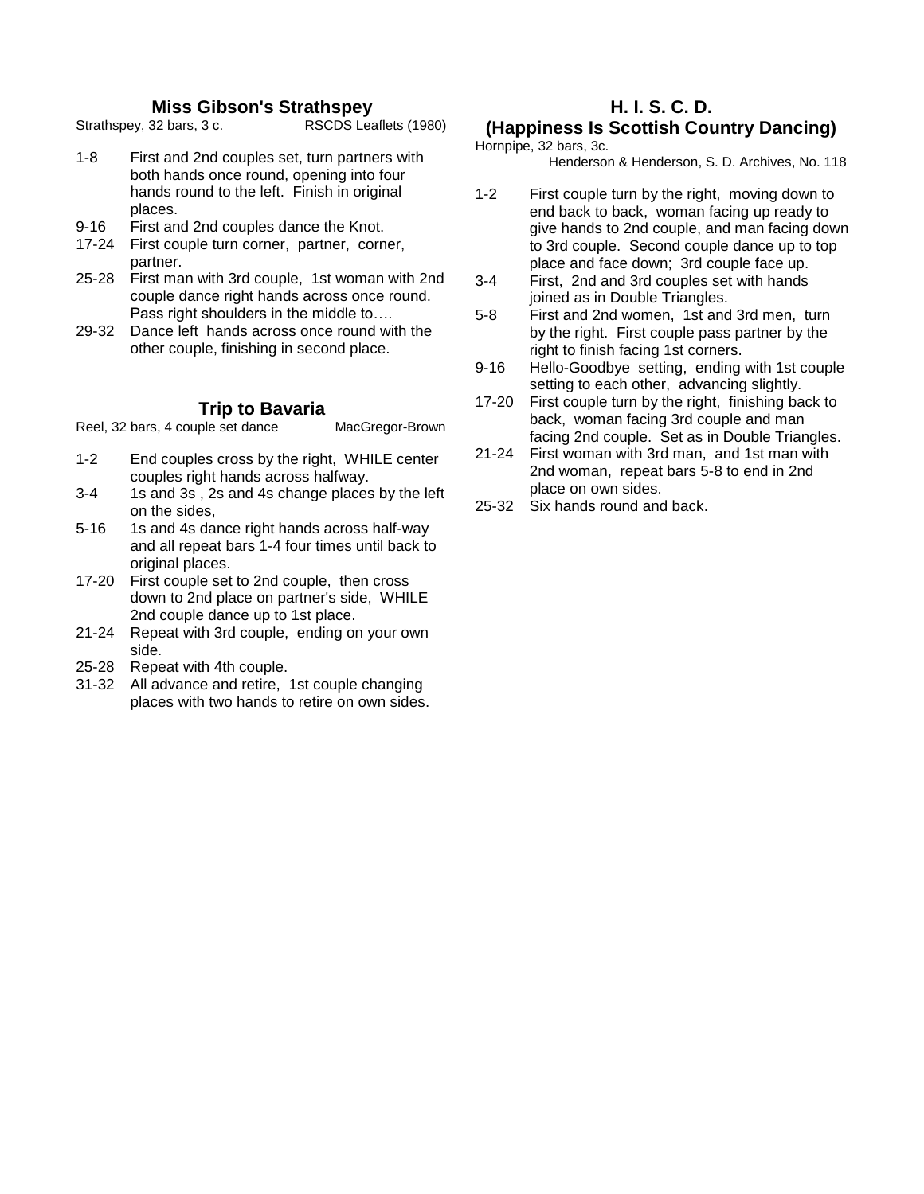## Miss Gibson's Strathspey

Strathspey, 32 bars, 3 c. RSCDS Leaflets (1980)

1-8 First and 2nd couples set, turn partners with both hands once round, opening into four hands round to the left. Finish in original places.
9-16 First and 2nd couples dance the Knot.
17-24 First couple turn corner, partner, corner, partner.
25-28 First man with 3rd couple, 1st woman with 2nd couple dance right hands across once round. Pass right shoulders in the middle to….
29-32 Dance left hands across once round with the other couple, finishing in second place.

## Trip to Bavaria

Reel, 32 bars, 4 couple set dance MacGregor-Brown

1-2 End couples cross by the right, WHILE center couples right hands across halfway.
3-4 1s and 3s , 2s and 4s change places by the left on the sides,
5-16 1s and 4s dance right hands across half-way and all repeat bars 1-4 four times until back to original places.
17-20 First couple set to 2nd couple, then cross down to 2nd place on partner's side, WHILE 2nd couple dance up to 1st place.
21-24 Repeat with 3rd couple, ending on your own side.
25-28 Repeat with 4th couple.
31-32 All advance and retire, 1st couple changing places with two hands to retire on own sides.

## H. I. S. C. D.
## (Happiness Is Scottish Country Dancing)

Hornpipe, 32 bars, 3c.
Henderson & Henderson, S. D. Archives, No. 118

1-2 First couple turn by the right, moving down to end back to back, woman facing up ready to give hands to 2nd couple, and man facing down to 3rd couple. Second couple dance up to top place and face down; 3rd couple face up.
3-4 First, 2nd and 3rd couples set with hands joined as in Double Triangles.
5-8 First and 2nd women, 1st and 3rd men, turn by the right. First couple pass partner by the right to finish facing 1st corners.
9-16 Hello-Goodbye setting, ending with 1st couple setting to each other, advancing slightly.
17-20 First couple turn by the right, finishing back to back, woman facing 3rd couple and man facing 2nd couple. Set as in Double Triangles.
21-24 First woman with 3rd man, and 1st man with 2nd woman, repeat bars 5-8 to end in 2nd place on own sides.
25-32 Six hands round and back.